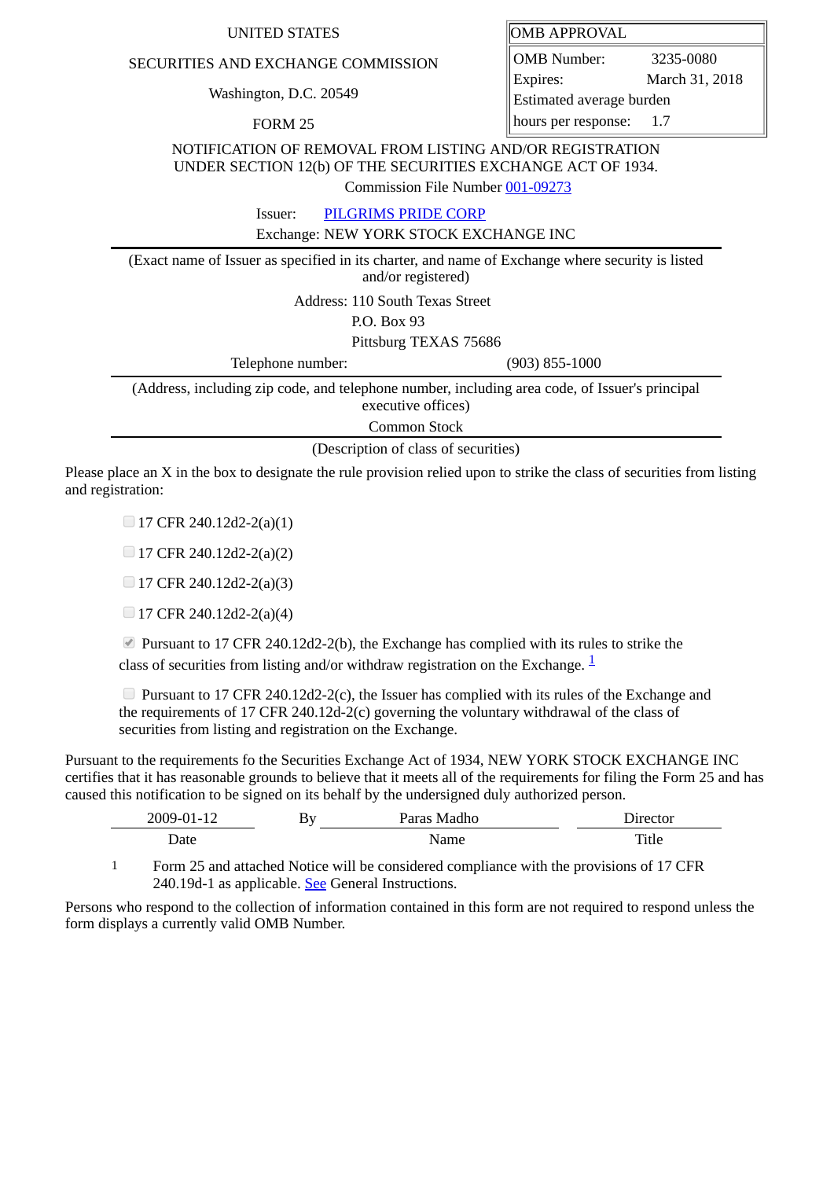UNITED STATES

SECURITIES AND EXCHANGE COMMISSION

Washington, D.C. 20549

FORM 25

| OMB APPROVAL | |
|---|---|
| OMB Number: | 3235-0080 |
| Expires: | March 31, 2018 |
| Estimated average burden hours per response: | 1.7 |

NOTIFICATION OF REMOVAL FROM LISTING AND/OR REGISTRATION UNDER SECTION 12(b) OF THE SECURITIES EXCHANGE ACT OF 1934.

Commission File Number 001-09273

Issuer: PILGRIMS PRIDE CORP

Exchange: NEW YORK STOCK EXCHANGE INC

(Exact name of Issuer as specified in its charter, and name of Exchange where security is listed and/or registered)

Address: 110 South Texas Street
P.O. Box 93
Pittsburg TEXAS 75686

Telephone number: (903) 855-1000

(Address, including zip code, and telephone number, including area code, of Issuer's principal executive offices)

Common Stock

(Description of class of securities)

Please place an X in the box to designate the rule provision relied upon to strike the class of securities from listing and registration:

- [ ] 17 CFR 240.12d2-2(a)(1)
- [ ] 17 CFR 240.12d2-2(a)(2)
- [ ] 17 CFR 240.12d2-2(a)(3)
- [ ] 17 CFR 240.12d2-2(a)(4)
- [x] Pursuant to 17 CFR 240.12d2-2(b), the Exchange has complied with its rules to strike the class of securities from listing and/or withdraw registration on the Exchange. [1]
- [ ] Pursuant to 17 CFR 240.12d2-2(c), the Issuer has complied with its rules of the Exchange and the requirements of 17 CFR 240.12d-2(c) governing the voluntary withdrawal of the class of securities from listing and registration on the Exchange.

Pursuant to the requirements fo the Securities Exchange Act of 1934, NEW YORK STOCK EXCHANGE INC certifies that it has reasonable grounds to believe that it meets all of the requirements for filing the Form 25 and has caused this notification to be signed on its behalf by the undersigned duly authorized person.

| 2009-01-12 | By | Paras Madho | Director |
|---|---|---|---|
| Date | | Name | Title |

1 Form 25 and attached Notice will be considered compliance with the provisions of 17 CFR 240.19d-1 as applicable. See General Instructions.

Persons who respond to the collection of information contained in this form are not required to respond unless the form displays a currently valid OMB Number.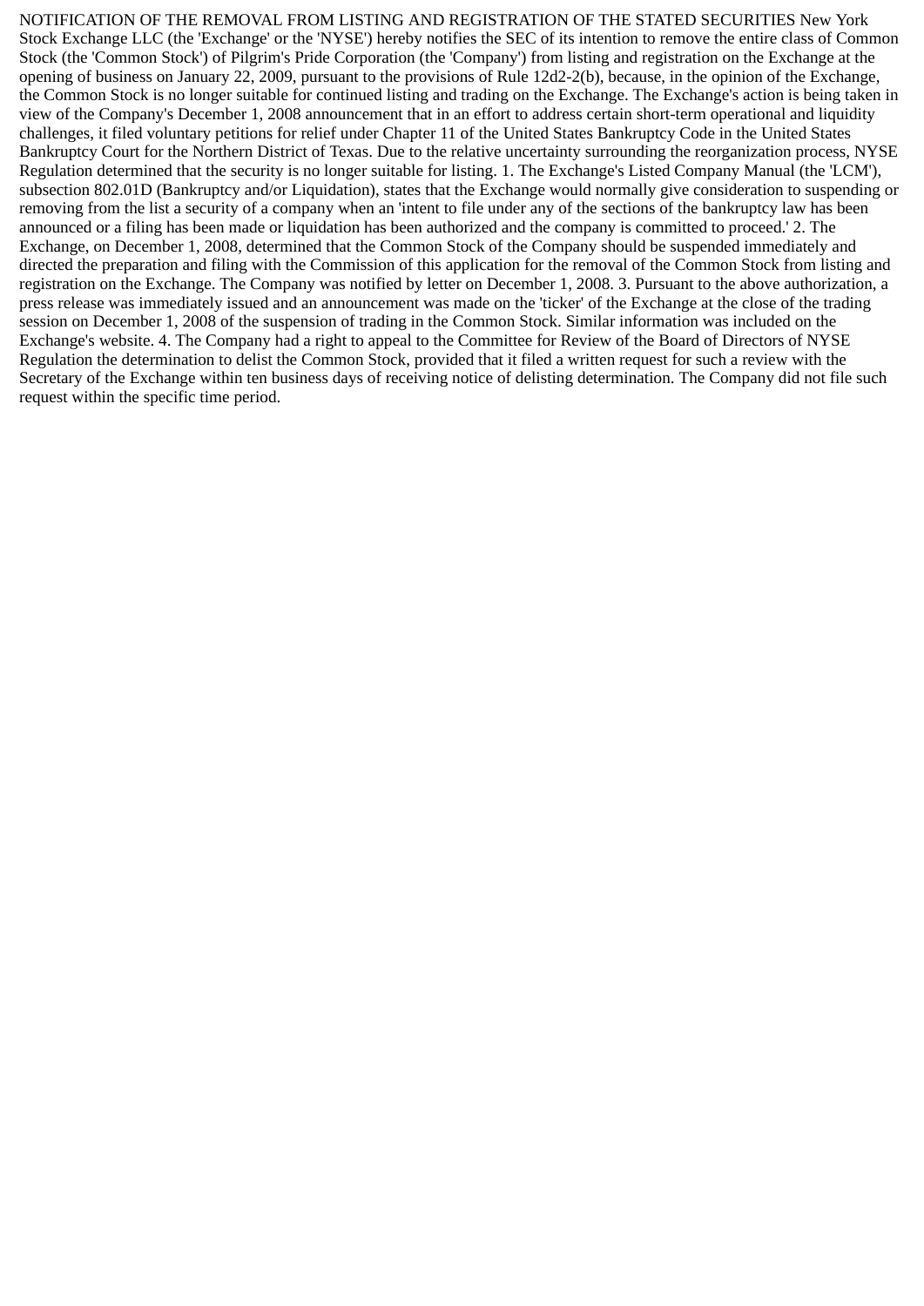NOTIFICATION OF THE REMOVAL FROM LISTING AND REGISTRATION OF THE STATED SECURITIES New York Stock Exchange LLC (the 'Exchange' or the 'NYSE') hereby notifies the SEC of its intention to remove the entire class of Common Stock (the 'Common Stock') of Pilgrim's Pride Corporation (the 'Company') from listing and registration on the Exchange at the opening of business on January 22, 2009, pursuant to the provisions of Rule 12d2-2(b), because, in the opinion of the Exchange, the Common Stock is no longer suitable for continued listing and trading on the Exchange. The Exchange's action is being taken in view of the Company's December 1, 2008 announcement that in an effort to address certain short-term operational and liquidity challenges, it filed voluntary petitions for relief under Chapter 11 of the United States Bankruptcy Code in the United States Bankruptcy Court for the Northern District of Texas. Due to the relative uncertainty surrounding the reorganization process, NYSE Regulation determined that the security is no longer suitable for listing. 1. The Exchange's Listed Company Manual (the 'LCM'), subsection 802.01D (Bankruptcy and/or Liquidation), states that the Exchange would normally give consideration to suspending or removing from the list a security of a company when an 'intent to file under any of the sections of the bankruptcy law has been announced or a filing has been made or liquidation has been authorized and the company is committed to proceed.' 2. The Exchange, on December 1, 2008, determined that the Common Stock of the Company should be suspended immediately and directed the preparation and filing with the Commission of this application for the removal of the Common Stock from listing and registration on the Exchange. The Company was notified by letter on December 1, 2008. 3. Pursuant to the above authorization, a press release was immediately issued and an announcement was made on the 'ticker' of the Exchange at the close of the trading session on December 1, 2008 of the suspension of trading in the Common Stock. Similar information was included on the Exchange's website. 4. The Company had a right to appeal to the Committee for Review of the Board of Directors of NYSE Regulation the determination to delist the Common Stock, provided that it filed a written request for such a review with the Secretary of the Exchange within ten business days of receiving notice of delisting determination. The Company did not file such request within the specific time period.